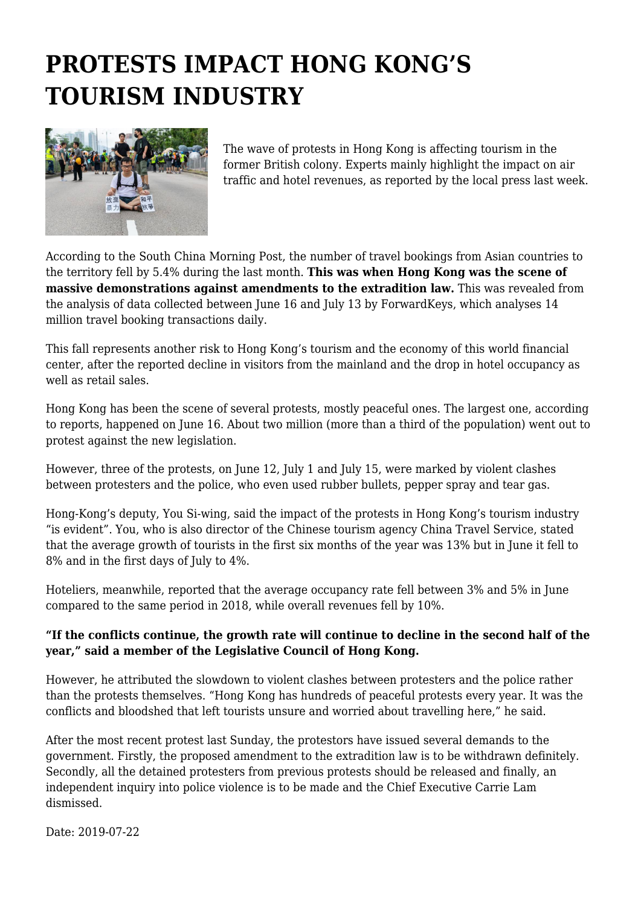# PROTESTS IMPACT HONG KONG'S TOURISM INDUSTRY

The wave of protests in Hong Kong is affecting tourism in the former British colony. Experts mainly highlight the impact on air traffic and hotel revenues, as reported by the local press last week.

According to the South China Morning Post, the number of travel bookings from Asian countries to the territory fell by 5.4% during the last month. **This was when Hong Kong was the scene of massive demonstrations against amendments to the extradition law.** This was revealed from the analysis of data collected between June 16 and July 13 by ForwardKeys, which analyses 14 million travel booking transactions daily.

This fall represents another risk to Hong Kong's tourism and the economy of this world financial center, after the reported decline in visitors from the mainland and the drop in hotel occupancy as well as retail sales.

Hong Kong has been the scene of several protests, mostly peaceful ones. The largest one, according to reports, happened on June 16. About two million (more than a third of the population) went out to protest against the new legislation.

However, three of the protests, on June 12, July 1 and July 15, were marked by violent clashes between protesters and the police, who even used rubber bullets, pepper spray and tear gas.

Hong-Kong's deputy, You Si-wing, said the impact of the protests in Hong Kong's tourism industry "is evident". You, who is also director of the Chinese tourism agency China Travel Service, stated that the average growth of tourists in the first six months of the year was 13% but in June it fell to 8% and in the first days of July to 4%.

Hoteliers, meanwhile, reported that the average occupancy rate fell between 3% and 5% in June compared to the same period in 2018, while overall revenues fell by 10%.

**"If the conflicts continue, the growth rate will continue to decline in the second half of the year," said a member of the Legislative Council of Hong Kong.**

However, he attributed the slowdown to violent clashes between protesters and the police rather than the protests themselves. "Hong Kong has hundreds of peaceful protests every year. It was the conflicts and bloodshed that left tourists unsure and worried about travelling here," he said.

After the most recent protest last Sunday, the protestors have issued several demands to the government. Firstly, the proposed amendment to the extradition law is to be withdrawn definitely. Secondly, all the detained protesters from previous protests should be released and finally, an independent inquiry into police violence is to be made and the Chief Executive Carrie Lam dismissed.

Date: 2019-07-22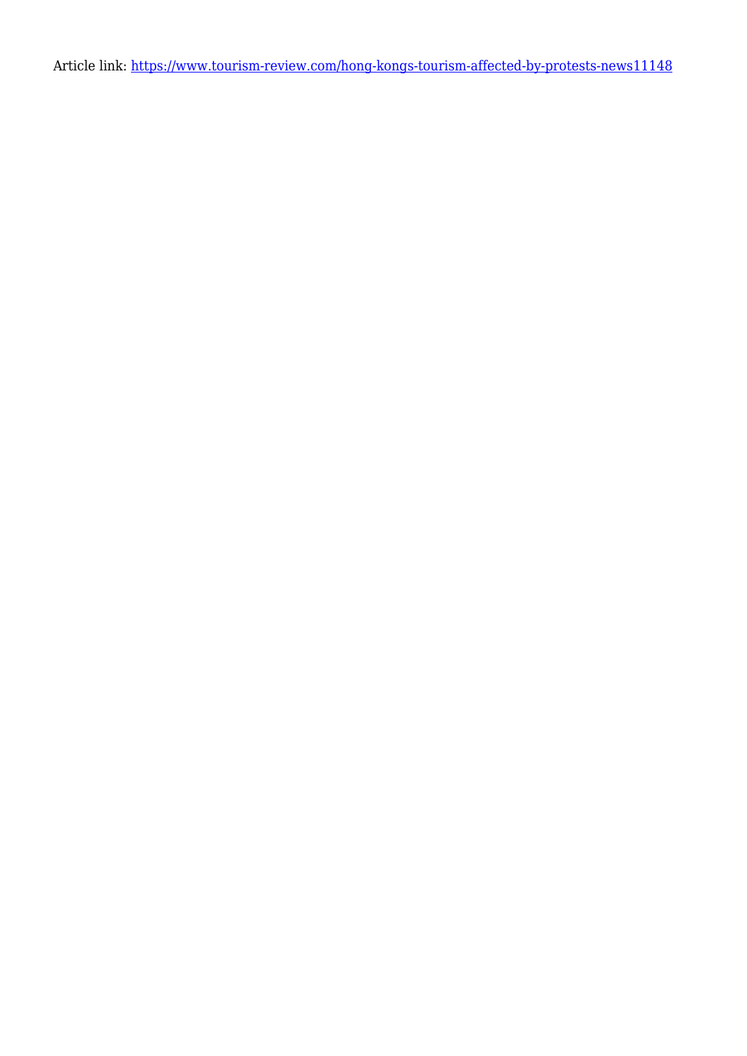Article link: https://www.tourism-review.com/hong-kongs-tourism-affected-by-protests-news11148